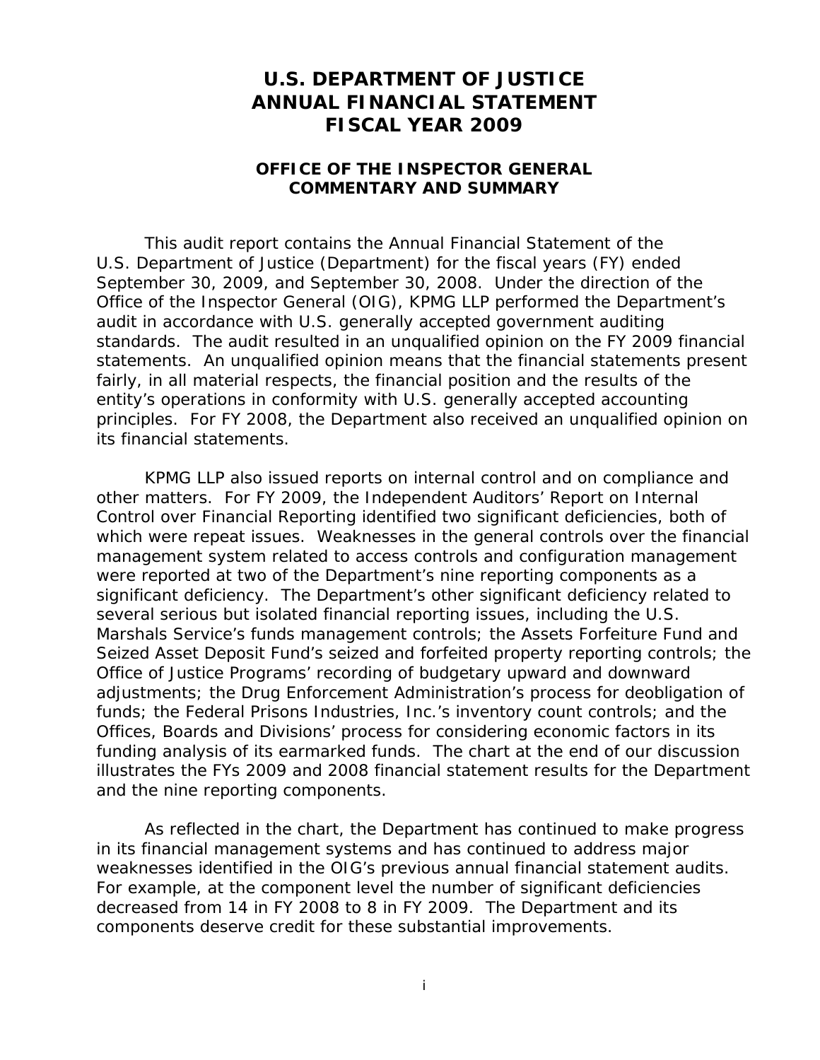# U.S. DEPARTMENT OF JUSTICE
# ANNUAL FINANCIAL STATEMENT
# FISCAL YEAR 2009

## OFFICE OF THE INSPECTOR GENERAL
## COMMENTARY AND SUMMARY

This audit report contains the Annual Financial Statement of the U.S. Department of Justice (Department) for the fiscal years (FY) ended September 30, 2009, and September 30, 2008. Under the direction of the Office of the Inspector General (OIG), KPMG LLP performed the Department's audit in accordance with U.S. generally accepted government auditing standards. The audit resulted in an unqualified opinion on the FY 2009 financial statements. An unqualified opinion means that the financial statements present fairly, in all material respects, the financial position and the results of the entity's operations in conformity with U.S. generally accepted accounting principles. For FY 2008, the Department also received an unqualified opinion on its financial statements.

KPMG LLP also issued reports on internal control and on compliance and other matters. For FY 2009, the Independent Auditors' Report on Internal Control over Financial Reporting identified two significant deficiencies, both of which were repeat issues. Weaknesses in the general controls over the financial management system related to access controls and configuration management were reported at two of the Department's nine reporting components as a significant deficiency. The Department's other significant deficiency related to several serious but isolated financial reporting issues, including the U.S. Marshals Service's funds management controls; the Assets Forfeiture Fund and Seized Asset Deposit Fund's seized and forfeited property reporting controls; the Office of Justice Programs' recording of budgetary upward and downward adjustments; the Drug Enforcement Administration's process for deobligation of funds; the Federal Prisons Industries, Inc.'s inventory count controls; and the Offices, Boards and Divisions' process for considering economic factors in its funding analysis of its earmarked funds. The chart at the end of our discussion illustrates the FYs 2009 and 2008 financial statement results for the Department and the nine reporting components.

As reflected in the chart, the Department has continued to make progress in its financial management systems and has continued to address major weaknesses identified in the OIG's previous annual financial statement audits. For example, at the component level the number of significant deficiencies decreased from 14 in FY 2008 to 8 in FY 2009. The Department and its components deserve credit for these substantial improvements.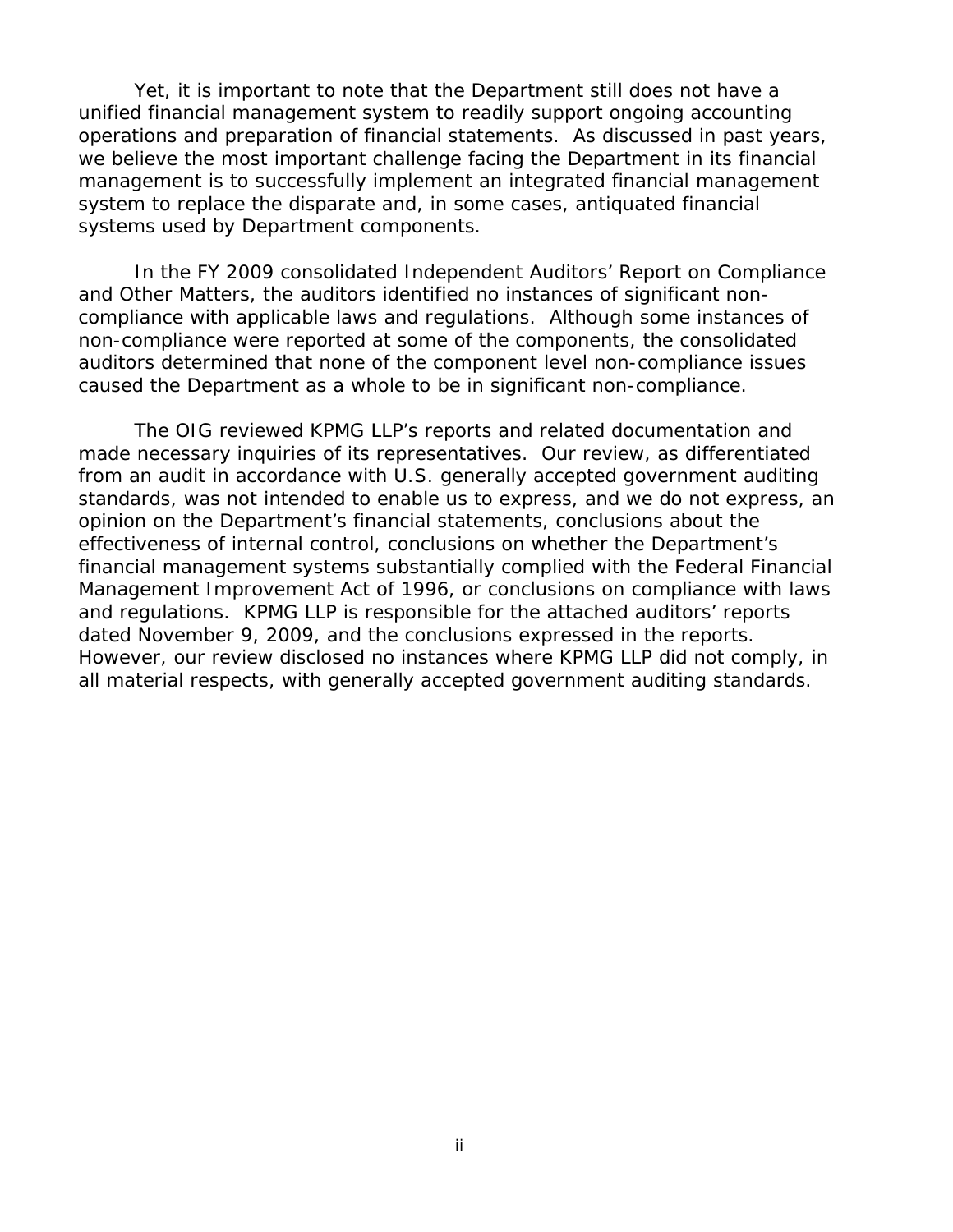Yet, it is important to note that the Department still does not have a unified financial management system to readily support ongoing accounting operations and preparation of financial statements. As discussed in past years, we believe the most important challenge facing the Department in its financial management is to successfully implement an integrated financial management system to replace the disparate and, in some cases, antiquated financial systems used by Department components.

In the FY 2009 consolidated Independent Auditors' Report on Compliance and Other Matters, the auditors identified no instances of significant non-compliance with applicable laws and regulations. Although some instances of non-compliance were reported at some of the components, the consolidated auditors determined that none of the component level non-compliance issues caused the Department as a whole to be in significant non-compliance.

The OIG reviewed KPMG LLP's reports and related documentation and made necessary inquiries of its representatives. Our review, as differentiated from an audit in accordance with U.S. generally accepted government auditing standards, was not intended to enable us to express, and we do not express, an opinion on the Department's financial statements, conclusions about the effectiveness of internal control, conclusions on whether the Department's financial management systems substantially complied with the Federal Financial Management Improvement Act of 1996, or conclusions on compliance with laws and regulations. KPMG LLP is responsible for the attached auditors' reports dated November 9, 2009, and the conclusions expressed in the reports. However, our review disclosed no instances where KPMG LLP did not comply, in all material respects, with generally accepted government auditing standards.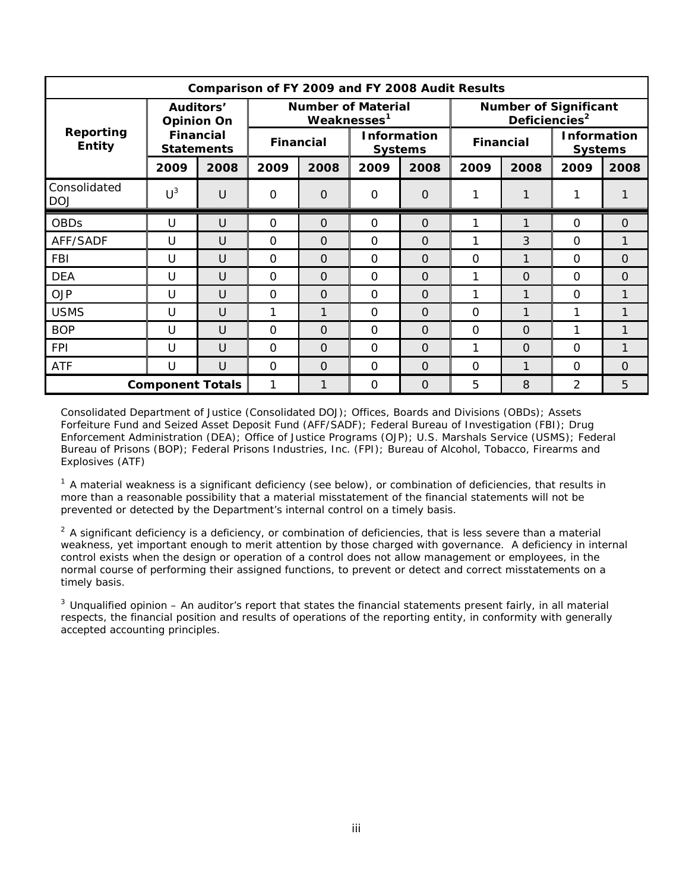| Comparison of FY 2009 and FY 2008 Audit Results | | | | | | | | | | |
|---|---|---|---|---|---|---|---|---|---|---|
| Reporting Entity | Auditors' Opinion On Financial Statements | | Number of Material Weaknesses[1] | | | | Number of Significant Deficiencies[2] | | | |
| | | | Financial | | Information Systems | | Financial | | Information Systems | |
| | 2009 | 2008 | 2009 | 2008 | 2009 | 2008 | 2009 | 2008 | 2009 | 2008 |
| Consolidated DOJ | U[3] | U | 0 | 0 | 0 | 0 | 1 | 1 | 1 | 1 |
| OBDs | U | U | 0 | 0 | 0 | 0 | 1 | 1 | 0 | 0 |
| AFF/SADF | U | U | 0 | 0 | 0 | 0 | 1 | 3 | 0 | 1 |
| FBI | U | U | 0 | 0 | 0 | 0 | 0 | 1 | 0 | 0 |
| DEA | U | U | 0 | 0 | 0 | 0 | 1 | 0 | 0 | 0 |
| OJP | U | U | 0 | 0 | 0 | 0 | 1 | 1 | 0 | 1 |
| USMS | U | U | 1 | 1 | 0 | 0 | 0 | 1 | 1 | 1 |
| BOP | U | U | 0 | 0 | 0 | 0 | 0 | 0 | 1 | 1 |
| FPI | U | U | 0 | 0 | 0 | 0 | 1 | 0 | 0 | 1 |
| ATF | U | U | 0 | 0 | 0 | 0 | 0 | 1 | 0 | 0 |
| Component Totals | | | 1 | 1 | 0 | 0 | 5 | 8 | 2 | 5 |

Consolidated Department of Justice (Consolidated DOJ); Offices, Boards and Divisions (OBDs); Assets Forfeiture Fund and Seized Asset Deposit Fund (AFF/SADF); Federal Bureau of Investigation (FBI); Drug Enforcement Administration (DEA); Office of Justice Programs (OJP); U.S. Marshals Service (USMS); Federal Bureau of Prisons (BOP); Federal Prisons Industries, Inc. (FPI); Bureau of Alcohol, Tobacco, Firearms and Explosives (ATF)

[1] A material weakness is a significant deficiency (see below), or combination of deficiencies, that results in more than a reasonable possibility that a material misstatement of the financial statements will not be prevented or detected by the Department's internal control on a timely basis.

[2] A significant deficiency is a deficiency, or combination of deficiencies, that is less severe than a material weakness, yet important enough to merit attention by those charged with governance. A deficiency in internal control exists when the design or operation of a control does not allow management or employees, in the normal course of performing their assigned functions, to prevent or detect and correct misstatements on a timely basis.

[3] Unqualified opinion – An auditor's report that states the financial statements present fairly, in all material respects, the financial position and results of operations of the reporting entity, in conformity with generally accepted accounting principles.